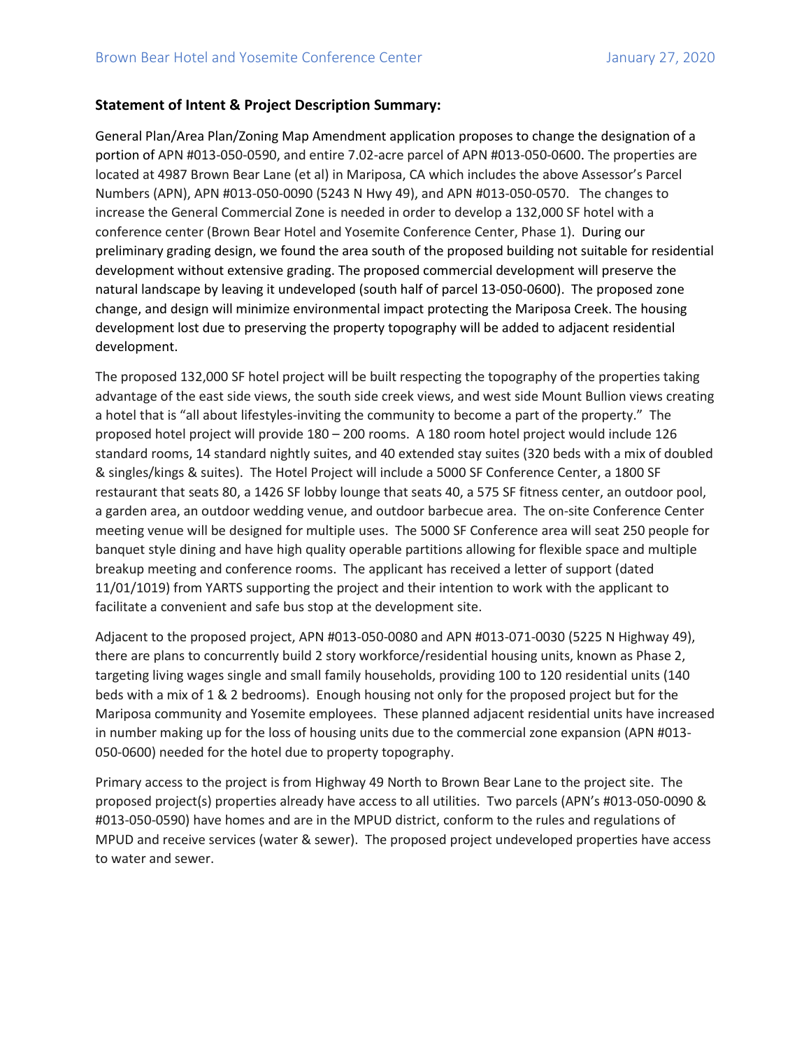**Statement of Intent & Project Description Summary:**

General Plan/Area Plan/Zoning Map Amendment application proposes to change the designation of a portion of APN #013-050-0590, and entire 7.02-acre parcel of APN #013-050-0600. The properties are located at 4987 Brown Bear Lane (et al) in Mariposa, CA which includes the above Assessor's Parcel Numbers (APN), APN #013-050-0090 (5243 N Hwy 49), and APN #013-050-0570. The changes to increase the General Commercial Zone is needed in order to develop a 132,000 SF hotel with a conference center (Brown Bear Hotel and Yosemite Conference Center, Phase 1). During our preliminary grading design, we found the area south of the proposed building not suitable for residential development without extensive grading. The proposed commercial development will preserve the natural landscape by leaving it undeveloped (south half of parcel 13-050-0600). The proposed zone change, and design will minimize environmental impact protecting the Mariposa Creek. The housing development lost due to preserving the property topography will be added to adjacent residential development.

The proposed 132,000 SF hotel project will be built respecting the topography of the properties taking advantage of the east side views, the south side creek views, and west side Mount Bullion views creating a hotel that is "all about lifestyles-inviting the community to become a part of the property." The proposed hotel project will provide 180 – 200 rooms. A 180 room hotel project would include 126 standard rooms, 14 standard nightly suites, and 40 extended stay suites (320 beds with a mix of doubled & singles/kings & suites). The Hotel Project will include a 5000 SF Conference Center, a 1800 SF restaurant that seats 80, a 1426 SF lobby lounge that seats 40, a 575 SF fitness center, an outdoor pool, a garden area, an outdoor wedding venue, and outdoor barbecue area. The on-site Conference Center meeting venue will be designed for multiple uses. The 5000 SF Conference area will seat 250 people for banquet style dining and have high quality operable partitions allowing for flexible space and multiple breakup meeting and conference rooms. The applicant has received a letter of support (dated 11/01/1019) from YARTS supporting the project and their intention to work with the applicant to facilitate a convenient and safe bus stop at the development site.

Adjacent to the proposed project, APN #013-050-0080 and APN #013-071-0030 (5225 N Highway 49), there are plans to concurrently build 2 story workforce/residential housing units, known as Phase 2, targeting living wages single and small family households, providing 100 to 120 residential units (140 beds with a mix of 1 & 2 bedrooms). Enough housing not only for the proposed project but for the Mariposa community and Yosemite employees. These planned adjacent residential units have increased in number making up for the loss of housing units due to the commercial zone expansion (APN #013-050-0600) needed for the hotel due to property topography.

Primary access to the project is from Highway 49 North to Brown Bear Lane to the project site. The proposed project(s) properties already have access to all utilities. Two parcels (APN's #013-050-0090 & #013-050-0590) have homes and are in the MPUD district, conform to the rules and regulations of MPUD and receive services (water & sewer). The proposed project undeveloped properties have access to water and sewer.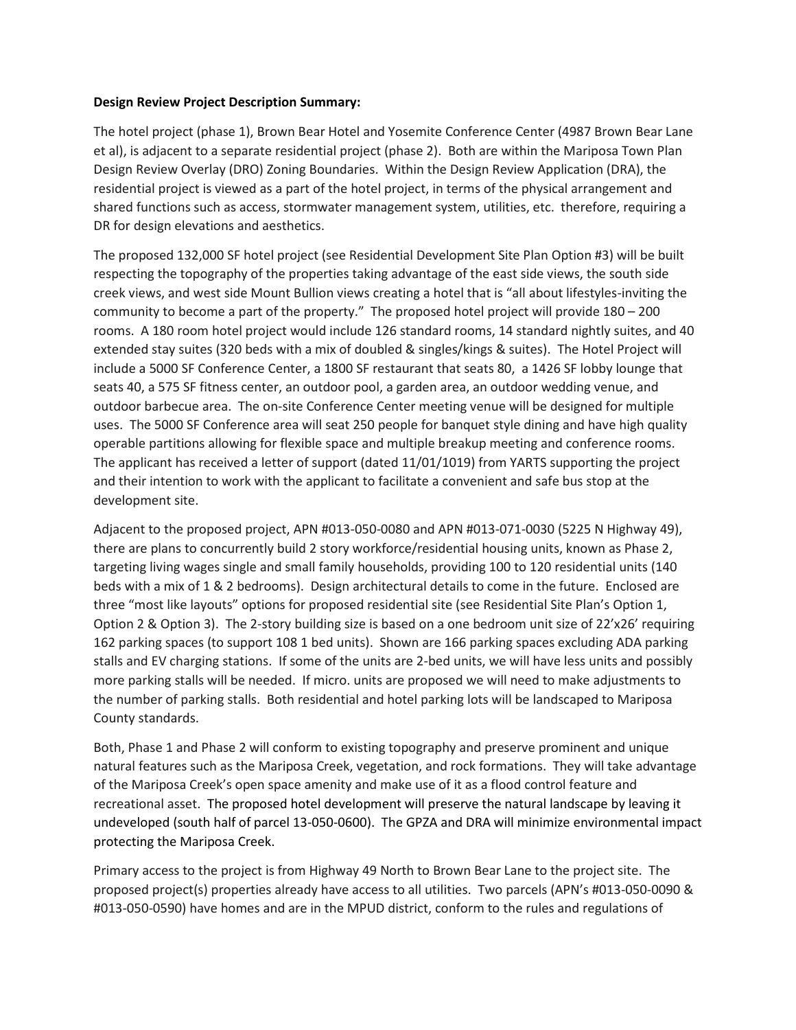**Design Review Project Description Summary:**

The hotel project (phase 1), Brown Bear Hotel and Yosemite Conference Center (4987 Brown Bear Lane et al), is adjacent to a separate residential project (phase 2). Both are within the Mariposa Town Plan Design Review Overlay (DRO) Zoning Boundaries. Within the Design Review Application (DRA), the residential project is viewed as a part of the hotel project, in terms of the physical arrangement and shared functions such as access, stormwater management system, utilities, etc. therefore, requiring a DR for design elevations and aesthetics.

The proposed 132,000 SF hotel project (see Residential Development Site Plan Option #3) will be built respecting the topography of the properties taking advantage of the east side views, the south side creek views, and west side Mount Bullion views creating a hotel that is "all about lifestyles-inviting the community to become a part of the property." The proposed hotel project will provide 180 – 200 rooms. A 180 room hotel project would include 126 standard rooms, 14 standard nightly suites, and 40 extended stay suites (320 beds with a mix of doubled & singles/kings & suites). The Hotel Project will include a 5000 SF Conference Center, a 1800 SF restaurant that seats 80, a 1426 SF lobby lounge that seats 40, a 575 SF fitness center, an outdoor pool, a garden area, an outdoor wedding venue, and outdoor barbecue area. The on-site Conference Center meeting venue will be designed for multiple uses. The 5000 SF Conference area will seat 250 people for banquet style dining and have high quality operable partitions allowing for flexible space and multiple breakup meeting and conference rooms. The applicant has received a letter of support (dated 11/01/1019) from YARTS supporting the project and their intention to work with the applicant to facilitate a convenient and safe bus stop at the development site.

Adjacent to the proposed project, APN #013-050-0080 and APN #013-071-0030 (5225 N Highway 49), there are plans to concurrently build 2 story workforce/residential housing units, known as Phase 2, targeting living wages single and small family households, providing 100 to 120 residential units (140 beds with a mix of 1 & 2 bedrooms). Design architectural details to come in the future. Enclosed are three "most like layouts" options for proposed residential site (see Residential Site Plan's Option 1, Option 2 & Option 3). The 2-story building size is based on a one bedroom unit size of 22'x26' requiring 162 parking spaces (to support 108 1 bed units). Shown are 166 parking spaces excluding ADA parking stalls and EV charging stations. If some of the units are 2-bed units, we will have less units and possibly more parking stalls will be needed. If micro. units are proposed we will need to make adjustments to the number of parking stalls. Both residential and hotel parking lots will be landscaped to Mariposa County standards.

Both, Phase 1 and Phase 2 will conform to existing topography and preserve prominent and unique natural features such as the Mariposa Creek, vegetation, and rock formations. They will take advantage of the Mariposa Creek's open space amenity and make use of it as a flood control feature and recreational asset. The proposed hotel development will preserve the natural landscape by leaving it undeveloped (south half of parcel 13-050-0600). The GPZA and DRA will minimize environmental impact protecting the Mariposa Creek.

Primary access to the project is from Highway 49 North to Brown Bear Lane to the project site. The proposed project(s) properties already have access to all utilities. Two parcels (APN's #013-050-0090 & #013-050-0590) have homes and are in the MPUD district, conform to the rules and regulations of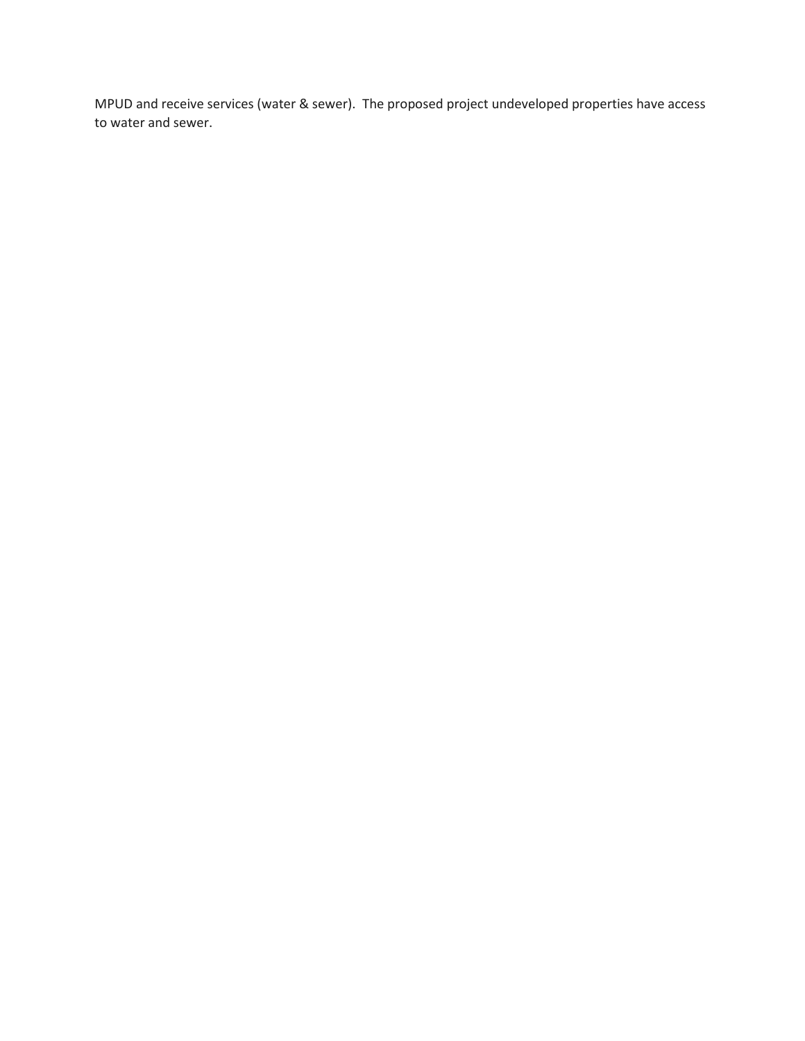MPUD and receive services (water & sewer). The proposed project undeveloped properties have access to water and sewer.